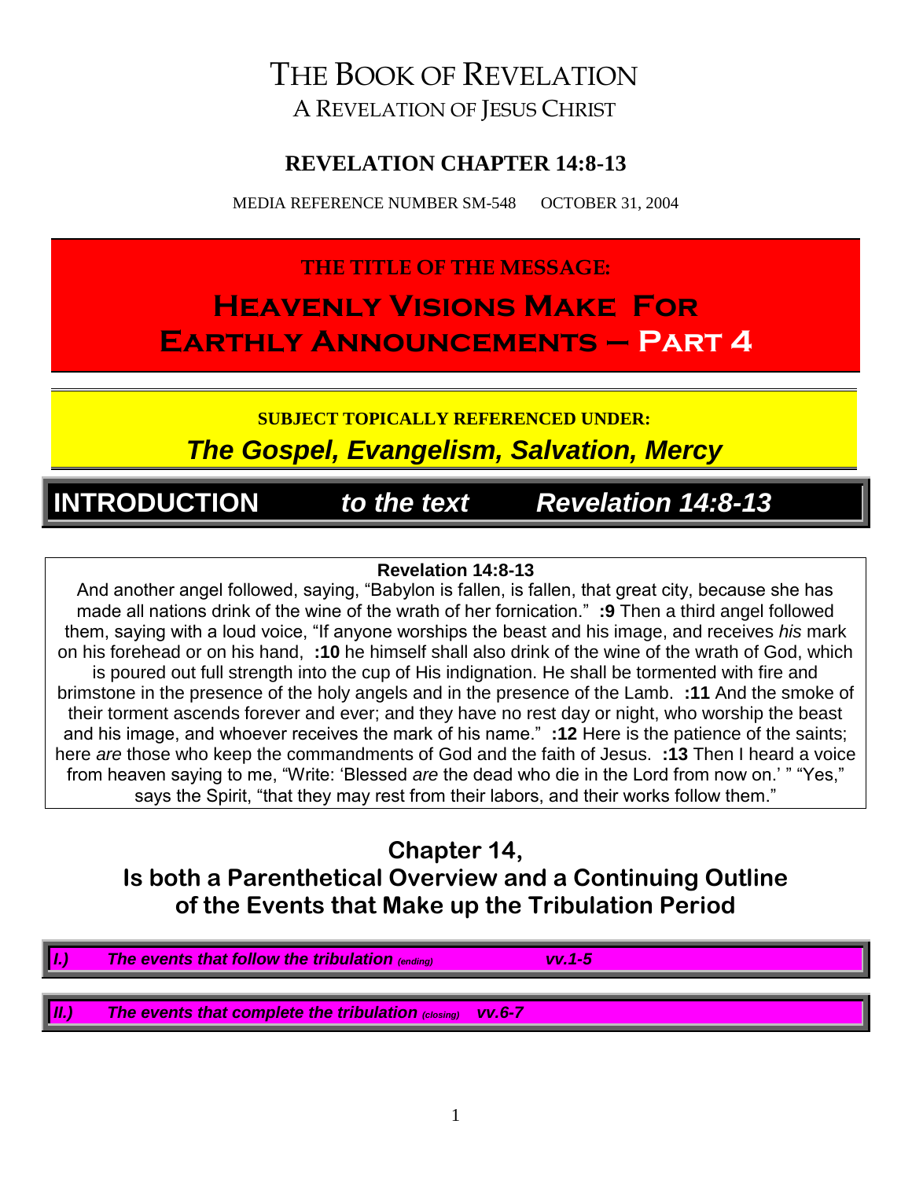# THE BOOK OF REVELATION

A REVELATION OF JESUS CHRIST

## REVELATION CHAPTER 14:8-13

MEDIA REFERENCE NUMBER SM-548 OCTOBER 31, 2004

**THE TITLE OF THE MESSAGE:**

# Heavenly Visions Make For Earthly Announcements – Part 4

**SUBJECT TOPICALLY REFERENCED UNDER:**

***The Gospel, Evangelism, Salvation, Mercy***

## INTRODUCTION *to the text* *Revelation 14:8-13*

**Revelation 14:8-13**

And another angel followed, saying, "Babylon is fallen, is fallen, that great city, because she has made all nations drink of the wine of the wrath of her fornication." **:9** Then a third angel followed them, saying with a loud voice, "If anyone worships the beast and his image, and receives *his* mark on his forehead or on his hand, **:10** he himself shall also drink of the wine of the wrath of God, which is poured out full strength into the cup of His indignation. He shall be tormented with fire and brimstone in the presence of the holy angels and in the presence of the Lamb. **:11** And the smoke of their torment ascends forever and ever; and they have no rest day or night, who worship the beast and his image, and whoever receives the mark of his name." **:12** Here is the patience of the saints; here *are* those who keep the commandments of God and the faith of Jesus. **:13** Then I heard a voice from heaven saying to me, "Write: 'Blessed *are* the dead who die in the Lord from now on.' " "Yes," says the Spirit, "that they may rest from their labors, and their works follow them."

## Chapter 14, Is both a Parenthetical Overview and a Continuing Outline of the Events that Make up the Tribulation Period

***I.) The events that follow the tribulation** (ending) **vv.1-5***

***II.) The events that complete the tribulation** (closing) **vv.6-7***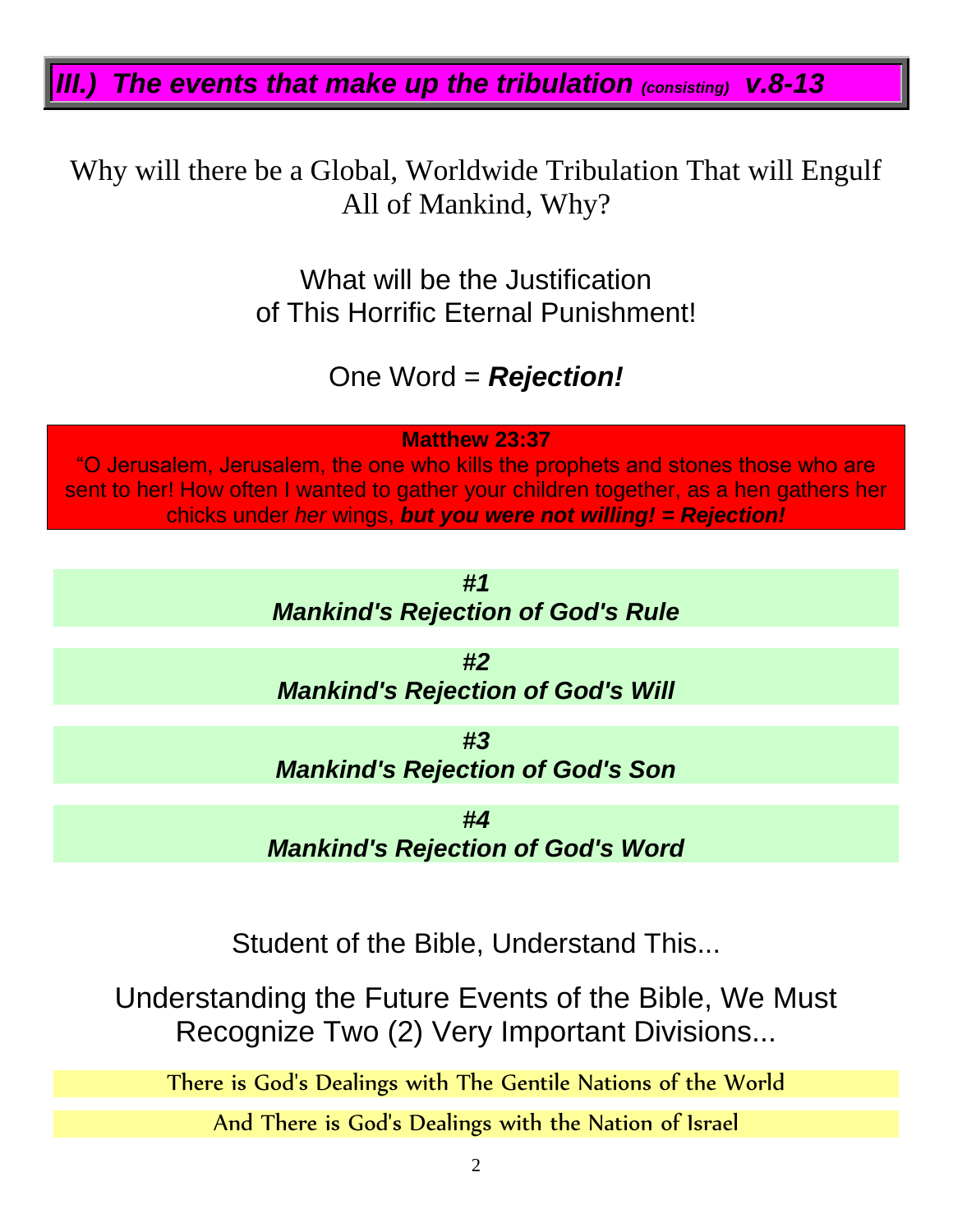## *III.) The events that make up the tribulation (consisting) v.8-13*

Why will there be a Global, Worldwide Tribulation That will Engulf All of Mankind, Why?

What will be the Justification of This Horrific Eternal Punishment!

One Word = ***Rejection!***

**Matthew 23:37**

"O Jerusalem, Jerusalem, the one who kills the prophets and stones those who are sent to her! How often I wanted to gather your children together, as a hen gathers her chicks under *her* wings, ***but you were not willing! = Rejection!***

***#1***
***Mankind's Rejection of God's Rule***

***#2***
***Mankind's Rejection of God's Will***

***#3***
***Mankind's Rejection of God's Son***

***#4***
***Mankind's Rejection of God's Word***

Student of the Bible, Understand This...

Understanding the Future Events of the Bible, We Must Recognize Two (2) Very Important Divisions...

There is God's Dealings with The Gentile Nations of the World

And There is God's Dealings with the Nation of Israel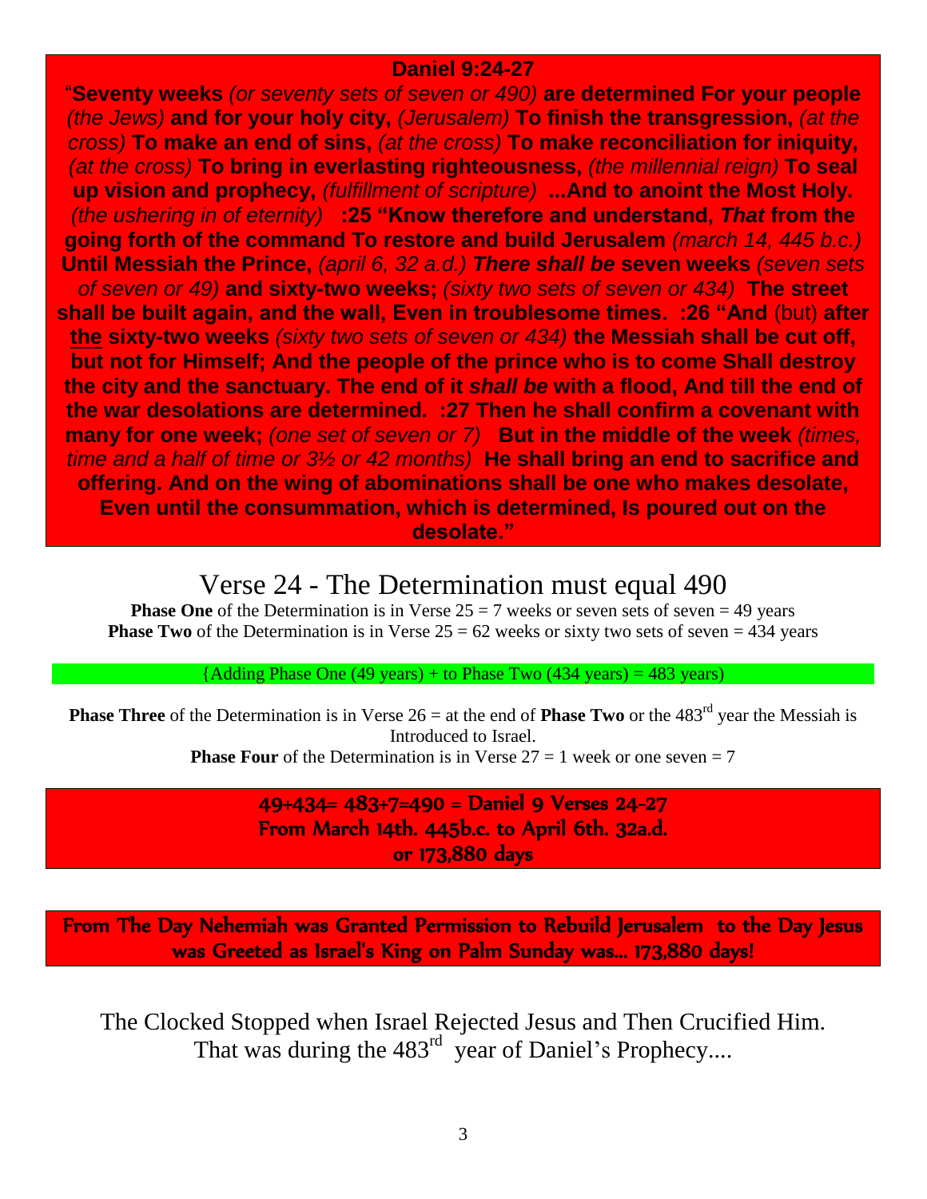**Daniel 9:24-27**

"**Seventy weeks** *(or seventy sets of seven or 490)* **are determined For your people** *(the Jews)* **and for your holy city,** *(Jerusalem)* **To finish the transgression,** *(at the cross)* **To make an end of sins,** *(at the cross)* **To make reconciliation for iniquity,** *(at the cross)* **To bring in everlasting righteousness,** *(the millennial reign)* **To seal up vision and prophecy,** *(fulfillment of scripture)* **...And to anoint the Most Holy.** *(the ushering in of eternity)* **:25 "Know therefore and understand,** ***That*** **from the going forth of the command To restore and build Jerusalem** *(march 14, 445 b.c.)* **Until Messiah the Prince,** *(april 6, 32 a.d.)* ***There shall be*** **seven weeks** *(seven sets of seven or 49)* **and sixty-two weeks;** *(sixty two sets of seven or 434)* **The street shall be built again, and the wall, Even in troublesome times. :26 "And** (but) **after the sixty-two weeks** *(sixty two sets of seven or 434)* **the Messiah shall be cut off, but not for Himself; And the people of the prince who is to come Shall destroy the city and the sanctuary. The end of it** ***shall be*** **with a flood, And till the end of the war desolations are determined. :27 Then he shall confirm a covenant with many for one week;** *(one set of seven or 7)* **But in the middle of the week** *(times, time and a half of time or 3½ or 42 months)* **He shall bring an end to sacrifice and offering. And on the wing of abominations shall be one who makes desolate, Even until the consummation, which is determined, Is poured out on the desolate."**

## Verse 24 - The Determination must equal 490

**Phase One** of the Determination is in Verse 25 = 7 weeks or seven sets of seven = 49 years
**Phase Two** of the Determination is in Verse 25 = 62 weeks or sixty two sets of seven = 434 years

{Adding Phase One (49 years) + to Phase Two (434 years) = 483 years)

**Phase Three** of the Determination is in Verse 26 = at the end of **Phase Two** or the 483rd year the Messiah is Introduced to Israel.
**Phase Four** of the Determination is in Verse 27 = 1 week or one seven = 7

49+434= 483+7=490 = Daniel 9 Verses 24-27
From March 14th. 445b.c. to April 6th. 32a.d.
or 173,880 days

From The Day Nehemiah was Granted Permission to Rebuild Jerusalem to the Day Jesus was Greeted as Israel's King on Palm Sunday was... 173,880 days!

The Clocked Stopped when Israel Rejected Jesus and Then Crucified Him. That was during the 483rd year of Daniel's Prophecy....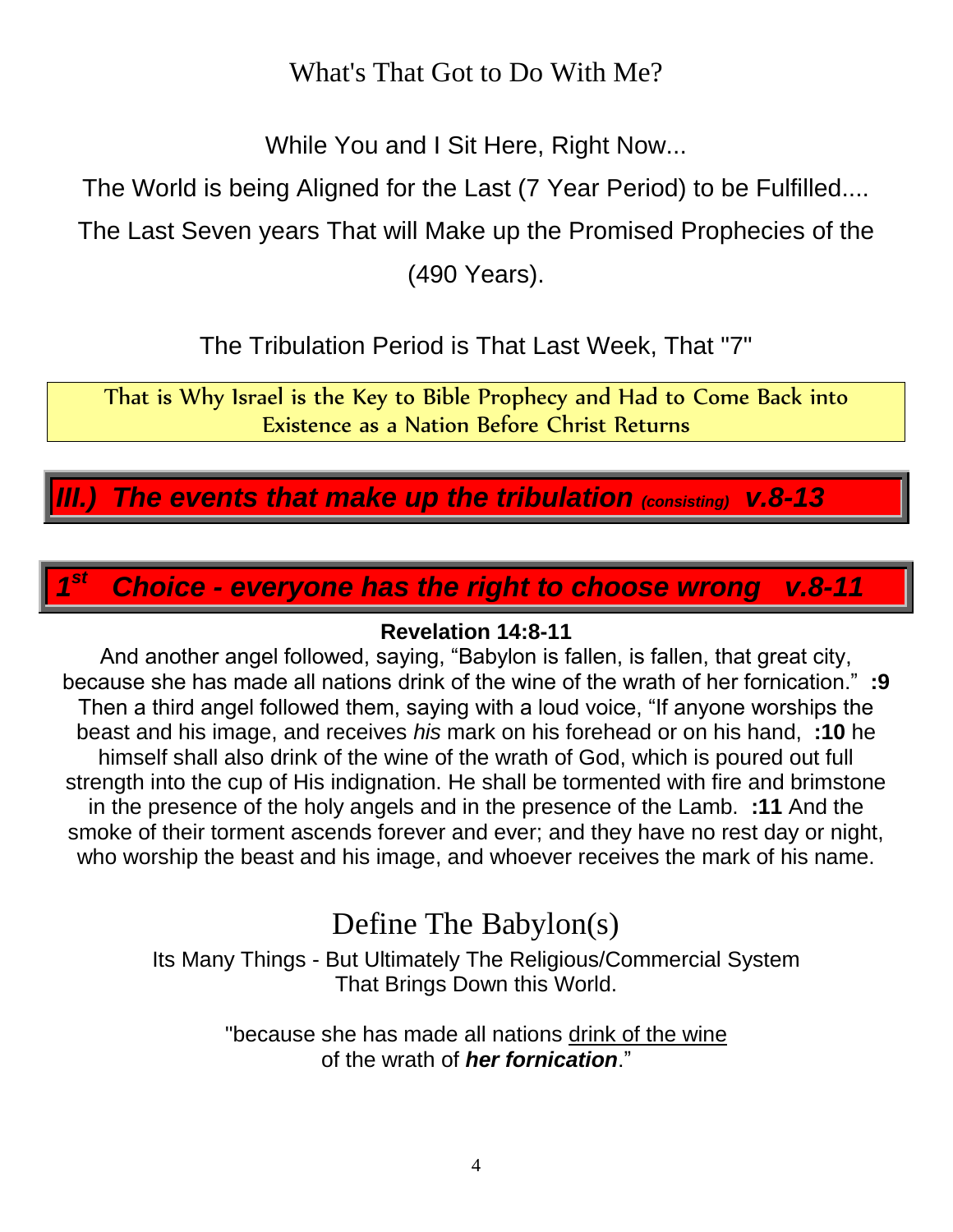## What's That Got to Do With Me?

While You and I Sit Here, Right Now...

The World is being Aligned for the Last (7 Year Period) to be Fulfilled....

The Last Seven years That will Make up the Promised Prophecies of the (490 Years).

The Tribulation Period is That Last Week, That "7"

That is Why Israel is the Key to Bible Prophecy and Had to Come Back into Existence as a Nation Before Christ Returns

## ***III.) The events that make up the tribulation*** ***(consisting)*** ***v.8-13***

### ***1st Choice - everyone has the right to choose wrong v.8-11***

**Revelation 14:8-11**

And another angel followed, saying, "Babylon is fallen, is fallen, that great city, because she has made all nations drink of the wine of the wrath of her fornication." **:9** Then a third angel followed them, saying with a loud voice, "If anyone worships the beast and his image, and receives *his* mark on his forehead or on his hand, **:10** he himself shall also drink of the wine of the wrath of God, which is poured out full strength into the cup of His indignation. He shall be tormented with fire and brimstone in the presence of the holy angels and in the presence of the Lamb. **:11** And the smoke of their torment ascends forever and ever; and they have no rest day or night, who worship the beast and his image, and whoever receives the mark of his name.

## Define The Babylon(s)

Its Many Things - But Ultimately The Religious/Commercial System That Brings Down this World.

"because she has made all nations drink of the wine of the wrath of ***her fornication***."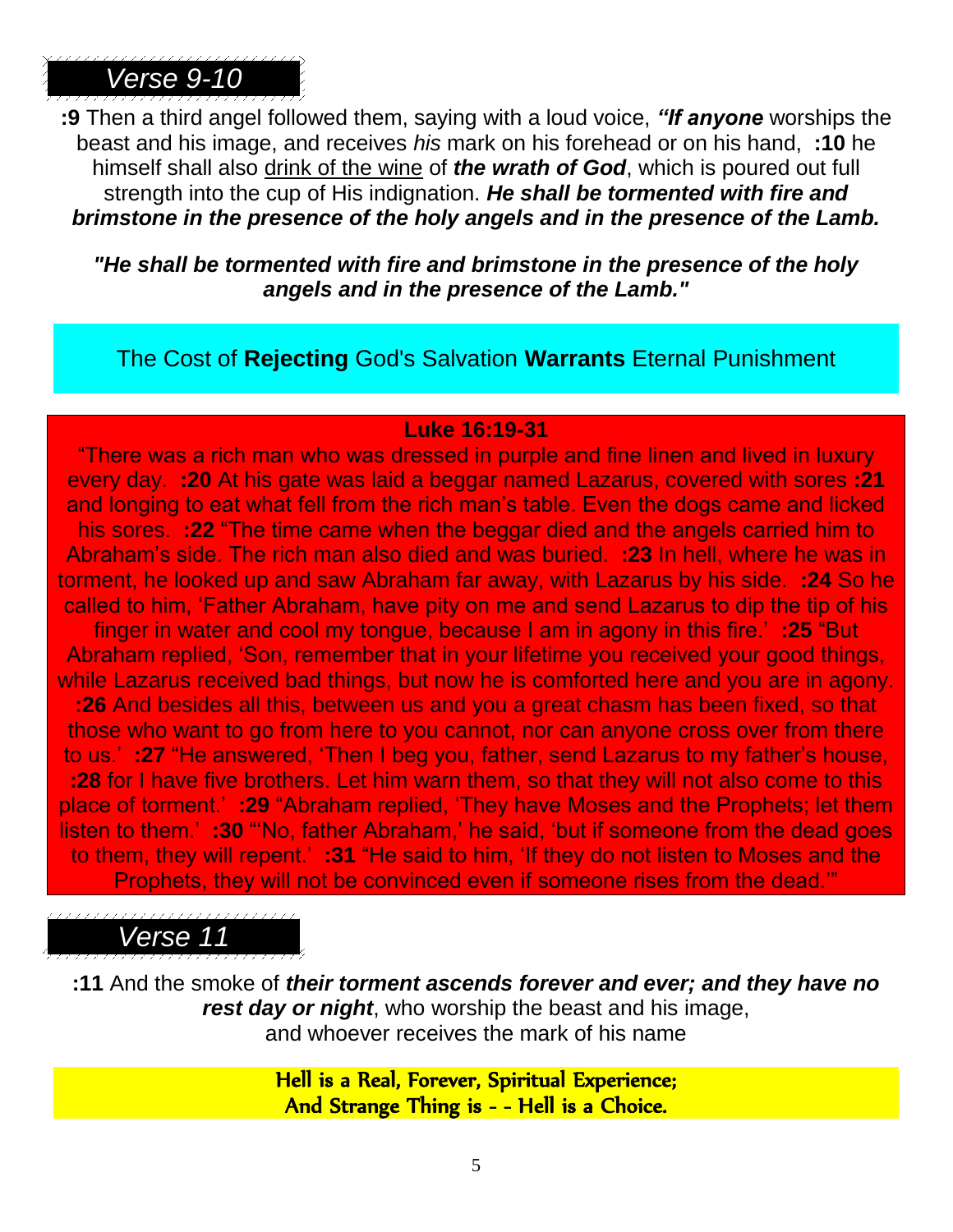## *Verse 9-10*

**:9** Then a third angel followed them, saying with a loud voice, ***"If anyone*** worships the beast and his image, and receives *his* mark on his forehead or on his hand, **:10** he himself shall also drink of the wine of ***the wrath of God***, which is poured out full strength into the cup of His indignation. ***He shall be tormented with fire and brimstone in the presence of the holy angels and in the presence of the Lamb.***

***"He shall be tormented with fire and brimstone in the presence of the holy angels and in the presence of the Lamb."***

The Cost of **Rejecting** God's Salvation **Warrants** Eternal Punishment

**Luke 16:19-31**

"There was a rich man who was dressed in purple and fine linen and lived in luxury every day. **:20** At his gate was laid a beggar named Lazarus, covered with sores **:21** and longing to eat what fell from the rich man's table. Even the dogs came and licked his sores. **:22** "The time came when the beggar died and the angels carried him to Abraham's side. The rich man also died and was buried. **:23** In hell, where he was in torment, he looked up and saw Abraham far away, with Lazarus by his side. **:24** So he called to him, 'Father Abraham, have pity on me and send Lazarus to dip the tip of his finger in water and cool my tongue, because I am in agony in this fire.' **:25** "But Abraham replied, 'Son, remember that in your lifetime you received your good things, while Lazarus received bad things, but now he is comforted here and you are in agony. **:26** And besides all this, between us and you a great chasm has been fixed, so that those who want to go from here to you cannot, nor can anyone cross over from there to us.' **:27** "He answered, 'Then I beg you, father, send Lazarus to my father's house, **:28** for I have five brothers. Let him warn them, so that they will not also come to this place of torment.' **:29** "Abraham replied, 'They have Moses and the Prophets; let them listen to them.' **:30** "'No, father Abraham,' he said, 'but if someone from the dead goes to them, they will repent.' **:31** "He said to him, 'If they do not listen to Moses and the Prophets, they will not be convinced even if someone rises from the dead.'"

## *Verse 11*

**:11** And the smoke of ***their torment ascends forever and ever; and they have no rest day or night***, who worship the beast and his image, and whoever receives the mark of his name

**Hell is a Real, Forever, Spiritual Experience;**
**And Strange Thing is - - Hell is a Choice.**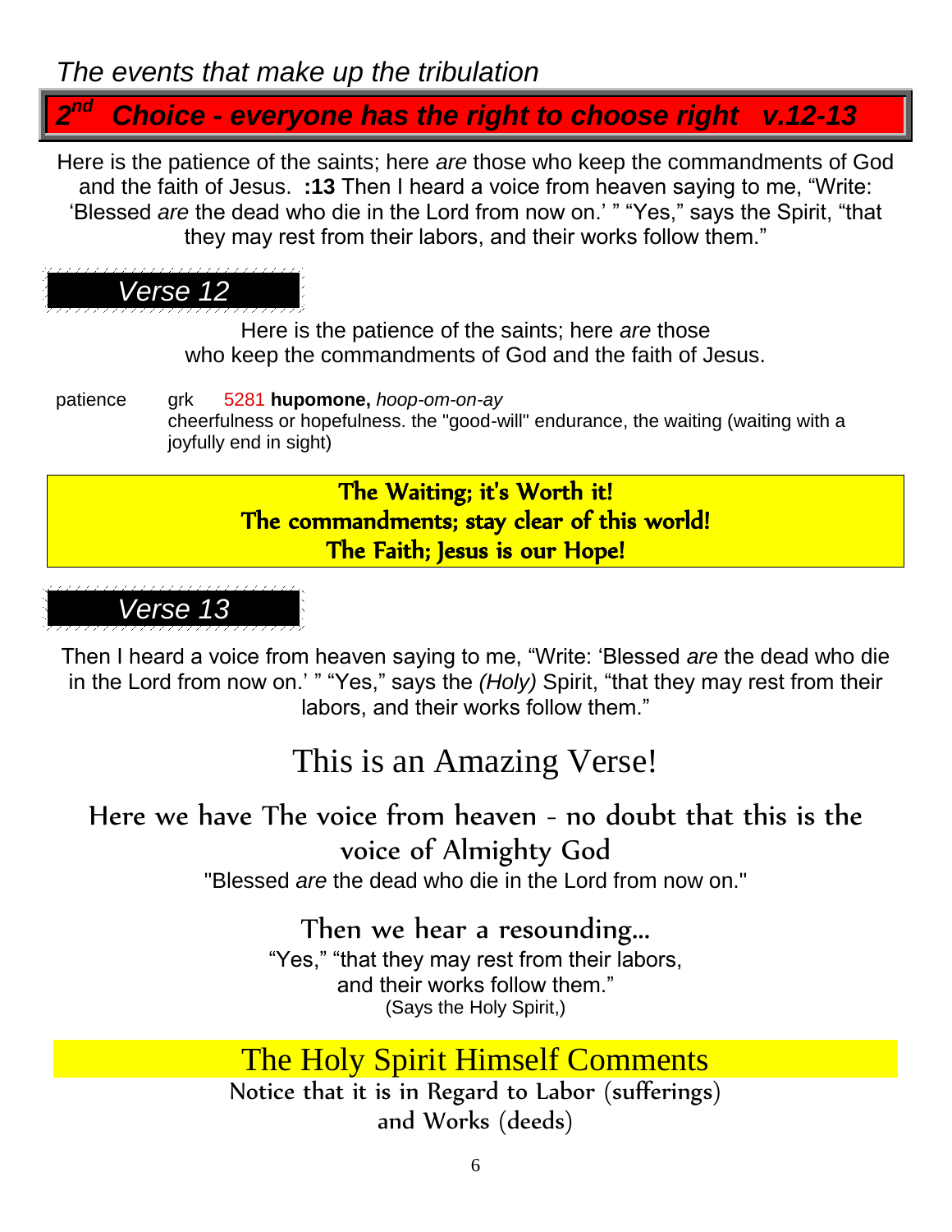*The events that make up the tribulation*

## *2nd Choice - everyone has the right to choose right v.12-13*

Here is the patience of the saints; here *are* those who keep the commandments of God and the faith of Jesus. **:13** Then I heard a voice from heaven saying to me, "Write: 'Blessed *are* the dead who die in the Lord from now on.' " "Yes," says the Spirit, "that they may rest from their labors, and their works follow them."

### *Verse 12*

Here is the patience of the saints; here *are* those who keep the commandments of God and the faith of Jesus.

patience grk 5281 **hupomone,** *hoop-om-on-ay*
cheerfulness or hopefulness. the "good-will" endurance, the waiting (waiting with a joyfully end in sight)

**The Waiting; it's Worth it!**
**The commandments; stay clear of this world!**
**The Faith; Jesus is our Hope!**

### *Verse 13*

Then I heard a voice from heaven saying to me, "Write: 'Blessed *are* the dead who die in the Lord from now on.' " "Yes," says the *(Holy)* Spirit, "that they may rest from their labors, and their works follow them."

## This is an Amazing Verse!

### Here we have The voice from heaven - no doubt that this is the voice of Almighty God

"Blessed *are* the dead who die in the Lord from now on."

### Then we hear a resounding...

"Yes," "that they may rest from their labors,
and their works follow them."
(Says the Holy Spirit,)

## The Holy Spirit Himself Comments

Notice that it is in Regard to Labor (sufferings)
and Works (deeds)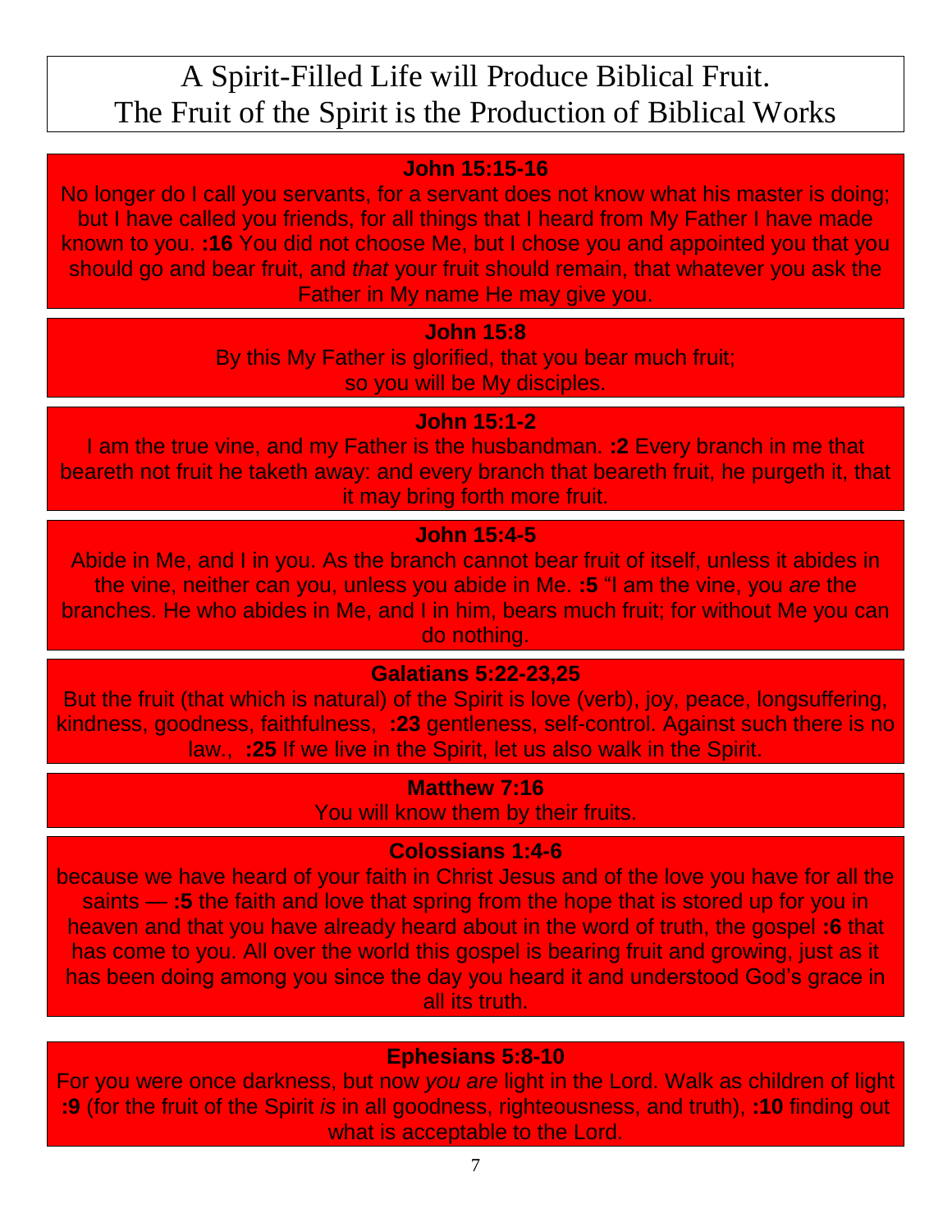# A Spirit-Filled Life will Produce Biblical Fruit.
# The Fruit of the Spirit is the Production of Biblical Works

**John 15:15-16**

No longer do I call you servants, for a servant does not know what his master is doing; but I have called you friends, for all things that I heard from My Father I have made known to you. **:16** You did not choose Me, but I chose you and appointed you that you should go and bear fruit, and *that* your fruit should remain, that whatever you ask the Father in My name He may give you.

**John 15:8**

By this My Father is glorified, that you bear much fruit;
so you will be My disciples.

**John 15:1-2**

I am the true vine, and my Father is the husbandman. **:2** Every branch in me that beareth not fruit he taketh away: and every branch that beareth fruit, he purgeth it, that it may bring forth more fruit.

**John 15:4-5**

Abide in Me, and I in you. As the branch cannot bear fruit of itself, unless it abides in the vine, neither can you, unless you abide in Me. **:5** "I am the vine, you *are* the branches. He who abides in Me, and I in him, bears much fruit; for without Me you can do nothing.

**Galatians 5:22-23,25**

But the fruit (that which is natural) of the Spirit is love (verb), joy, peace, longsuffering, kindness, goodness, faithfulness, **:23** gentleness, self-control. Against such there is no law., **:25** If we live in the Spirit, let us also walk in the Spirit.

**Matthew 7:16**

You will know them by their fruits.

**Colossians 1:4-6**

because we have heard of your faith in Christ Jesus and of the love you have for all the saints — **:5** the faith and love that spring from the hope that is stored up for you in heaven and that you have already heard about in the word of truth, the gospel **:6** that has come to you. All over the world this gospel is bearing fruit and growing, just as it has been doing among you since the day you heard it and understood God's grace in all its truth.

**Ephesians 5:8-10**

For you were once darkness, but now *you are* light in the Lord. Walk as children of light **:9** (for the fruit of the Spirit *is* in all goodness, righteousness, and truth), **:10** finding out what is acceptable to the Lord.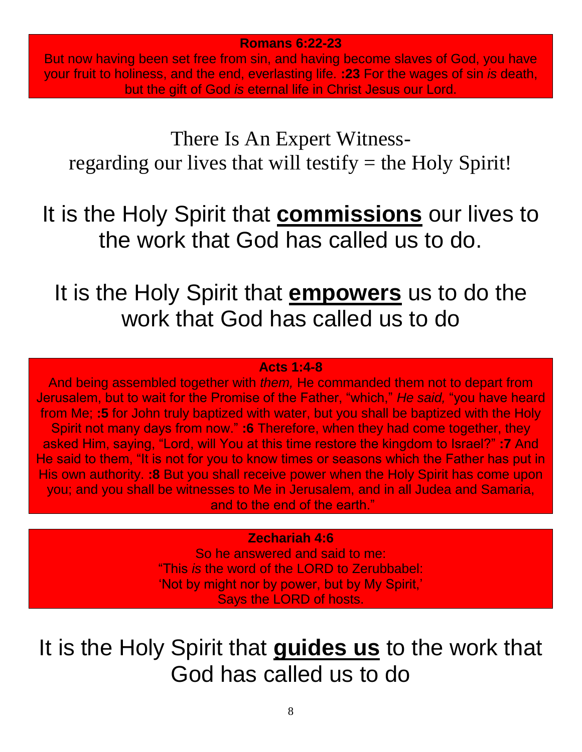**Romans 6:22-23**

But now having been set free from sin, and having become slaves of God, you have your fruit to holiness, and the end, everlasting life. **:23** For the wages of sin *is* death, but the gift of God *is* eternal life in Christ Jesus our Lord.

## There Is An Expert Witness- regarding our lives that will testify = the Holy Spirit!

## It is the Holy Spirit that **commissions** our lives to the work that God has called us to do.

## It is the Holy Spirit that **empowers** us to do the work that God has called us to do

**Acts 1:4-8**

And being assembled together with *them,* He commanded them not to depart from Jerusalem, but to wait for the Promise of the Father, "which," *He said,* "you have heard from Me; **:5** for John truly baptized with water, but you shall be baptized with the Holy Spirit not many days from now." **:6** Therefore, when they had come together, they asked Him, saying, "Lord, will You at this time restore the kingdom to Israel?" **:7** And He said to them, "It is not for you to know times or seasons which the Father has put in His own authority. **:8** But you shall receive power when the Holy Spirit has come upon you; and you shall be witnesses to Me in Jerusalem, and in all Judea and Samaria, and to the end of the earth."

**Zechariah 4:6**

So he answered and said to me:
"This *is* the word of the LORD to Zerubbabel:
'Not by might nor by power, but by My Spirit,'
Says the LORD of hosts.

## It is the Holy Spirit that **guides us** to the work that God has called us to do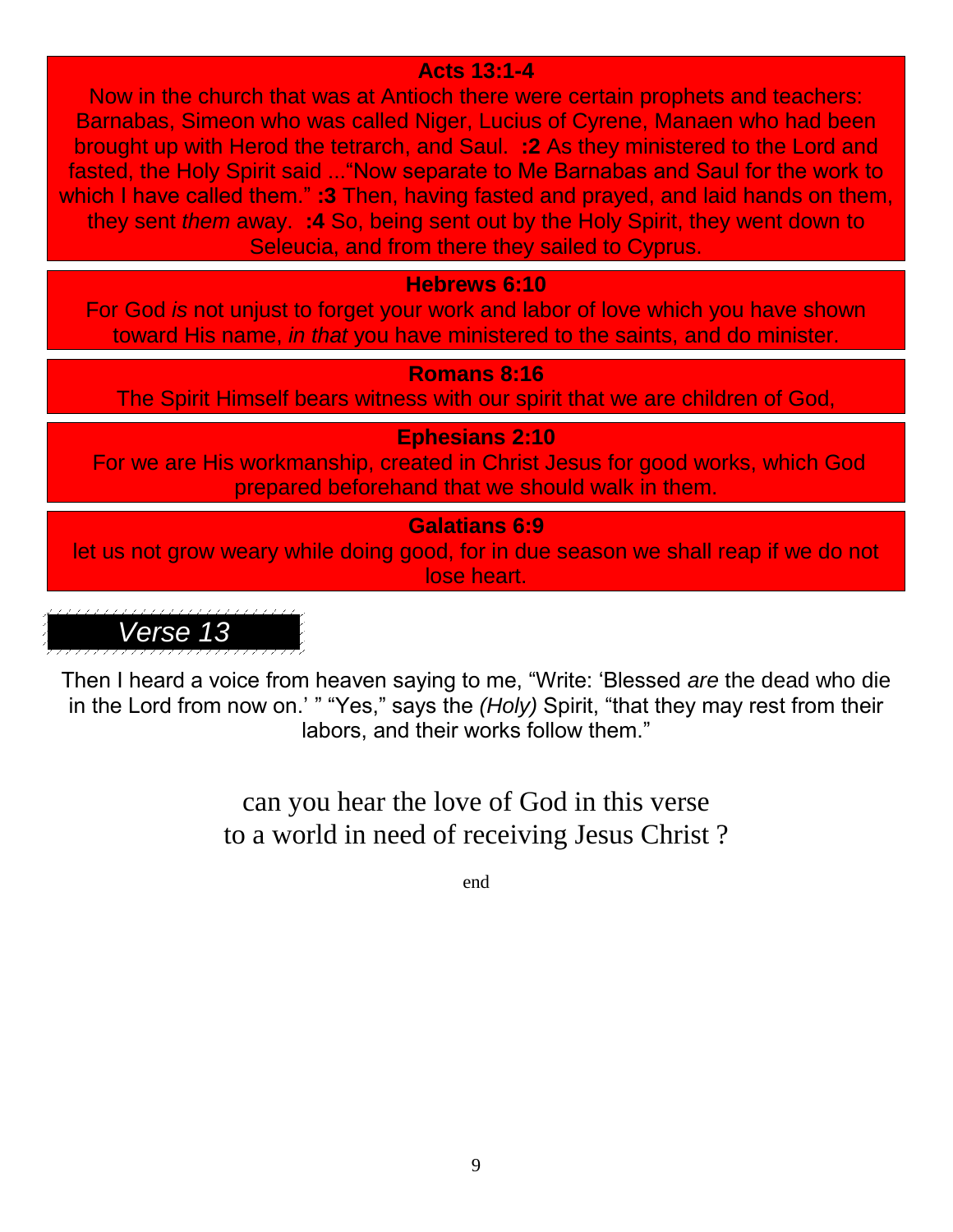**Acts 13:1-4**

Now in the church that was at Antioch there were certain prophets and teachers: Barnabas, Simeon who was called Niger, Lucius of Cyrene, Manaen who had been brought up with Herod the tetrarch, and Saul. **:2** As they ministered to the Lord and fasted, the Holy Spirit said ..."Now separate to Me Barnabas and Saul for the work to which I have called them." **:3** Then, having fasted and prayed, and laid hands on them, they sent *them* away. **:4** So, being sent out by the Holy Spirit, they went down to Seleucia, and from there they sailed to Cyprus.

**Hebrews 6:10**

For God *is* not unjust to forget your work and labor of love which you have shown toward His name, *in that* you have ministered to the saints, and do minister.

**Romans 8:16**

The Spirit Himself bears witness with our spirit that we are children of God,

**Ephesians 2:10**

For we are His workmanship, created in Christ Jesus for good works, which God prepared beforehand that we should walk in them.

**Galatians 6:9**

let us not grow weary while doing good, for in due season we shall reap if we do not lose heart.

## *Verse 13*

Then I heard a voice from heaven saying to me, "Write: 'Blessed *are* the dead who die in the Lord from now on.' " "Yes," says the *(Holy)* Spirit, "that they may rest from their labors, and their works follow them."

can you hear the love of God in this verse
to a world in need of receiving Jesus Christ ?

end